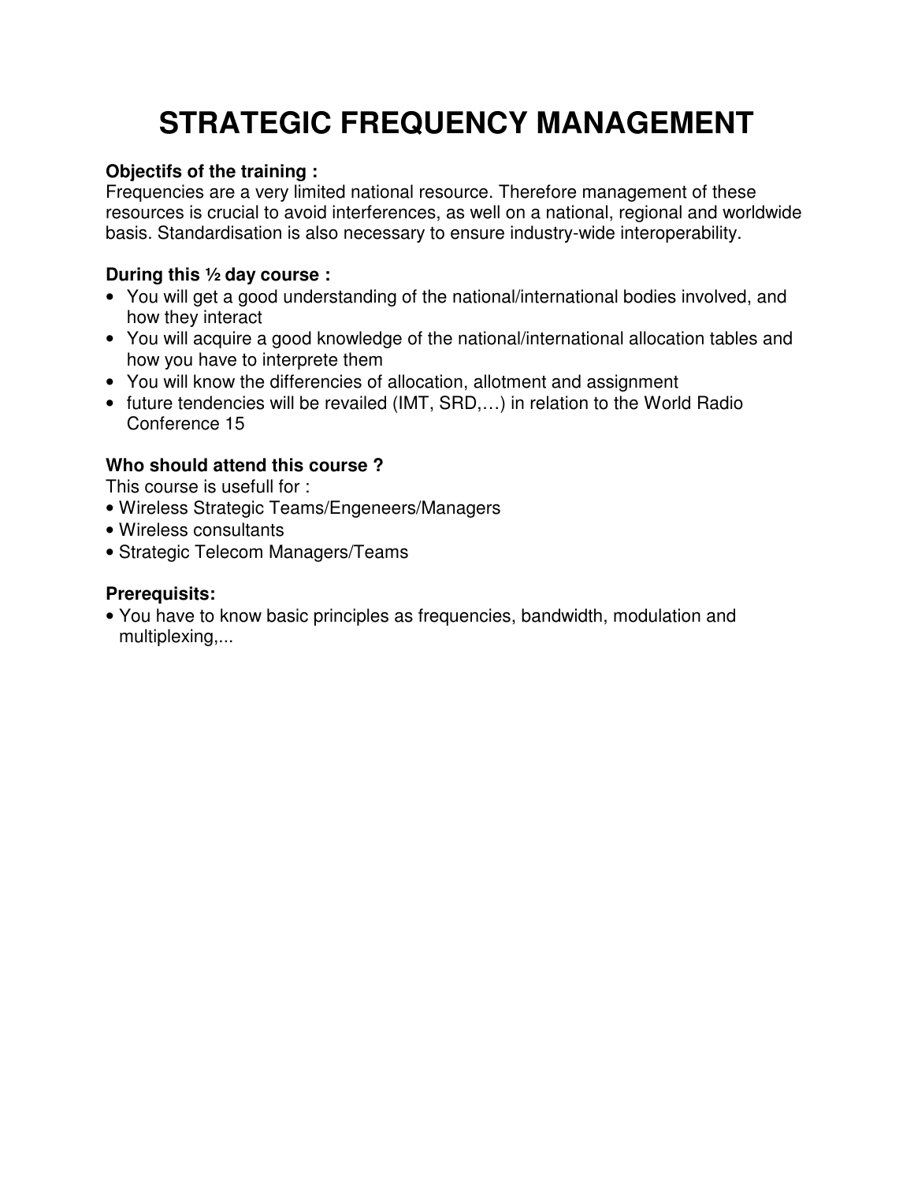# STRATEGIC FREQUENCY MANAGEMENT

**Objectifs of the training :**
Frequencies are a very limited national resource. Therefore management of these resources is crucial to avoid interferences, as well on a national, regional and worldwide basis. Standardisation is also necessary to ensure industry-wide interoperability.

**During this ½ day course :**

- You will get a good understanding of the national/international bodies involved, and how they interact
- You will acquire a good knowledge of the national/international allocation tables and how you have to interprete them
- You will know the differencies of allocation, allotment and assignment
- future tendencies will be revailed (IMT, SRD,…) in relation to the World Radio Conference 15

**Who should attend this course ?**
This course is usefull for :

- Wireless Strategic Teams/Engeneers/Managers
- Wireless consultants
- Strategic Telecom Managers/Teams

**Prerequisits:**

- You have to know basic principles as frequencies, bandwidth, modulation and multiplexing,...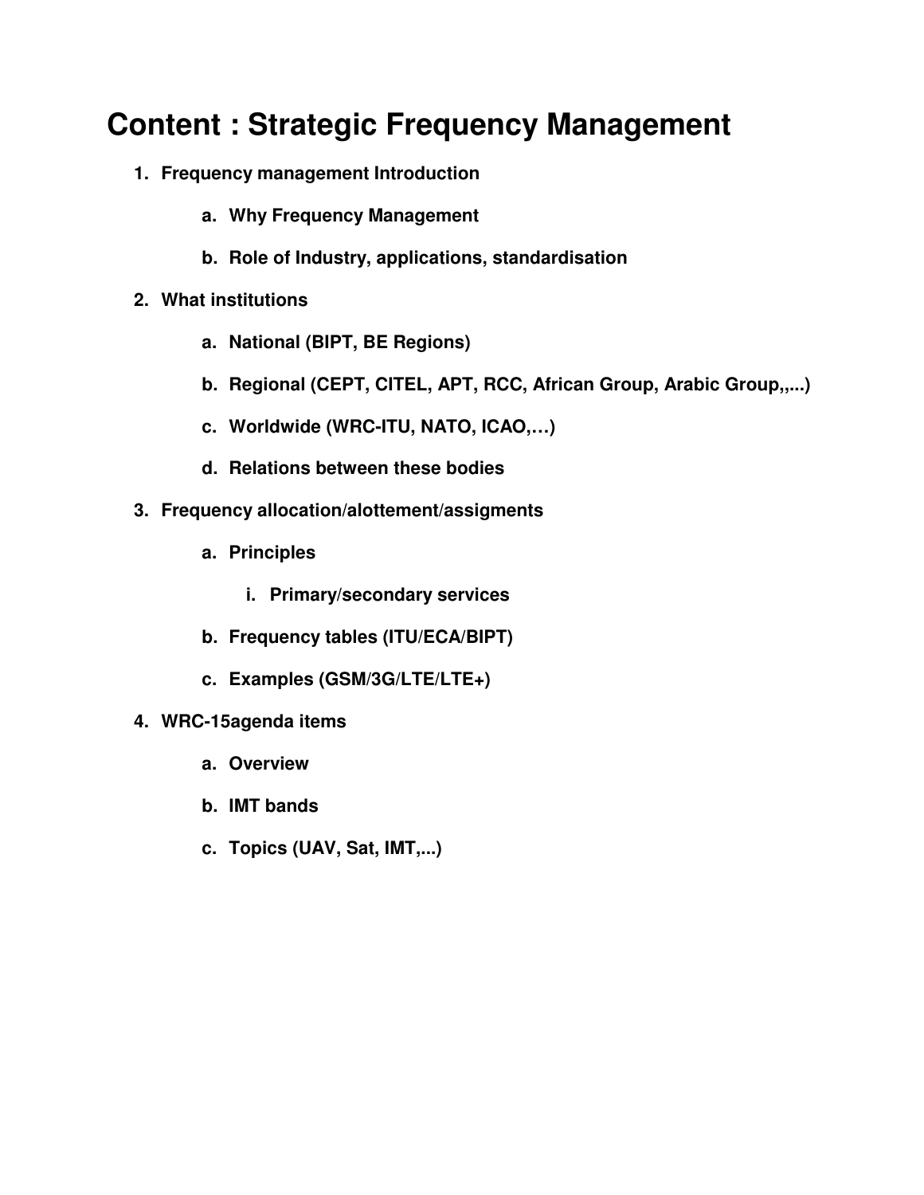# Content : Strategic Frequency Management

1. **Frequency management Introduction**
    a. **Why Frequency Management**
    b. **Role of Industry, applications, standardisation**
2. **What institutions**
    a. **National (BIPT, BE Regions)**
    b. **Regional (CEPT, CITEL, APT, RCC, African Group, Arabic Group,,...)**
    c. **Worldwide (WRC-ITU, NATO, ICAO,…)**
    d. **Relations between these bodies**
3. **Frequency allocation/alottement/assigments**
    a. **Principles**
        i. **Primary/secondary services**
    b. **Frequency tables (ITU/ECA/BIPT)**
    c. **Examples (GSM/3G/LTE/LTE+)**
4. **WRC-15agenda items**
    a. **Overview**
    b. **IMT bands**
    c. **Topics (UAV, Sat, IMT,...)**